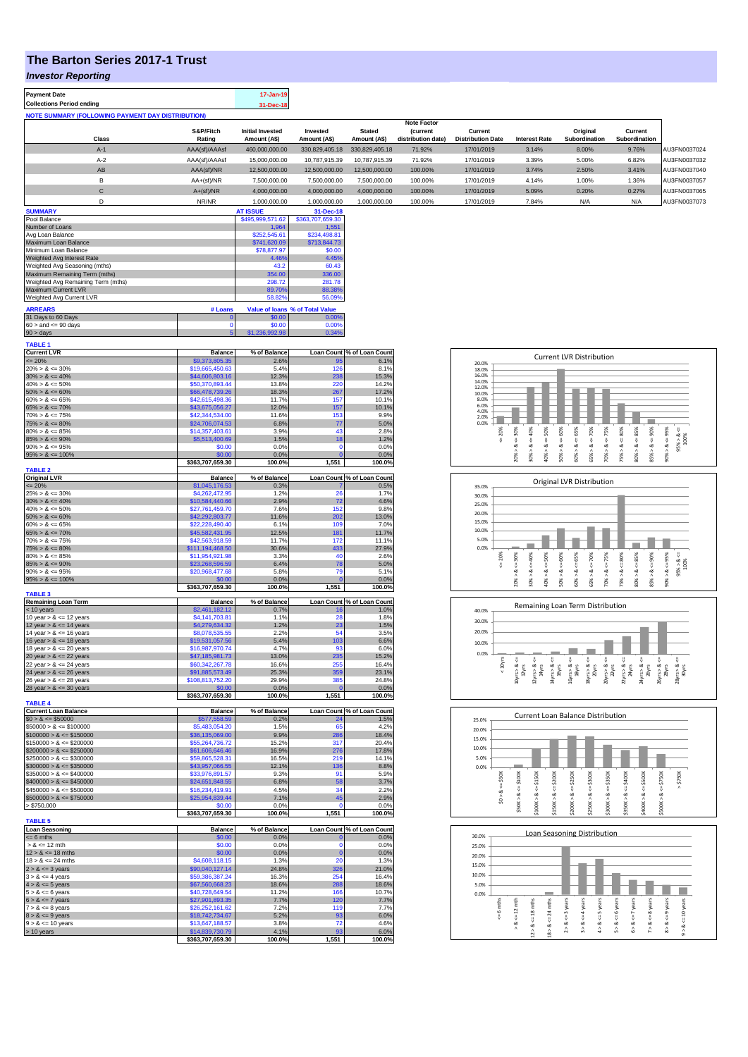# The Barton Series 2017-1 Trust

## *Investor Reporting*

| | |
|---|---|
| **Payment Date** | 17-Jan-19 |
| **Collections Period ending** | 31-Dec-18 |

**NOTE SUMMARY (FOLLOWING PAYMENT DAY DISTRIBUTION)**

| Class | S&P/Fitch Rating | Initial Invested Amount (A$) | Invested Amount (A$) | Stated Amount (A$) | Note Factor (current distribution date) | Current Distribution Date | Interest Rate | Original Subordination | Current Subordination | |
|---|---|---|---|---|---|---|---|---|---|---|
| A-1 | AAA(sf)/AAAsf | 460,000,000.00 | 330,829,405.18 | 330,829,405.18 | 71.92% | 17/01/2019 | 3.14% | 8.00% | 9.76% | AU3FN0037024 |
| A-2 | AAA(sf)/AAAsf | 15,000,000.00 | 10,787,915.39 | 10,787,915.39 | 71.92% | 17/01/2019 | 3.39% | 5.00% | 6.82% | AU3FN0037032 |
| AB | AAA(sf)/NR | 12,500,000.00 | 12,500,000.00 | 12,500,000.00 | 100.00% | 17/01/2019 | 3.74% | 2.50% | 3.41% | AU3FN0037040 |
| B | AA+(sf)/NR | 7,500,000.00 | 7,500,000.00 | 7,500,000.00 | 100.00% | 17/01/2019 | 4.14% | 1.00% | 1.36% | AU3FN0037057 |
| C | A+(sf)/NR | 4,000,000.00 | 4,000,000.00 | 4,000,000.00 | 100.00% | 17/01/2019 | 5.09% | 0.20% | 0.27% | AU3FN0037065 |
| D | NR/NR | 1,000,000.00 | 1,000,000.00 | 1,000,000.00 | 100.00% | 17/01/2019 | 7.84% | N/A | N/A | AU3FN0037073 |

| SUMMARY | AT ISSUE | 31-Dec-18 |
|---|---|---|
| Pool Balance | $495,999,571.62 | $363,707,659.30 |
| Number of Loans | 1,964 | 1,551 |
| Avg Loan Balance | $252,545.61 | $234,498.81 |
| Maximum Loan Balance | $741,620.09 | $713,844.73 |
| Minimum Loan Balance | $78,877.97 | $0.00 |
| Weighted Avg Interest Rate | 4.46% | 4.45% |
| Weighted Avg Seasoning (mths) | 43.2 | 60.43 |
| Maximum Remaining Term (mths) | 354.00 | 336.00 |
| Weighted Avg Remaining Term (mths) | 298.72 | 281.78 |
| Maximum Current LVR | 89.70% | 88.38% |
| Weighted Avg Current LVR | 58.82% | 56.09% |

| ARREARS | # Loans | Value of loans | % of Total Value |
|---|---|---|---|
| 31 Days to 60 Days | 0 | $0.00 | 0.00% |
| 60 > and <= 90 days | 0 | $0.00 | 0.00% |
| 90 > days | 5 | $1,236,992.98 | 0.34% |

**TABLE 1**

| Current LVR | Balance | % of Balance | Loan Count | % of Loan Count |
|---|---|---|---|---|
| <= 20% | $9,373,805.35 | 2.6% | 95 | 6.1% |
| 20% > & <= 30% | $19,665,450.63 | 5.4% | 126 | 8.1% |
| 30% > & <= 40% | $44,606,803.16 | 12.3% | 238 | 15.3% |
| 40% > & <= 50% | $50,370,893.44 | 13.8% | 220 | 14.2% |
| 50% > & <= 60% | $66,478,739.26 | 18.3% | 267 | 17.2% |
| 60% > & <= 65% | $42,615,498.36 | 11.7% | 157 | 10.1% |
| 65% > & <= 70% | $43,675,056.27 | 12.0% | 157 | 10.1% |
| 70% > & <= 75% | $42,344,534.00 | 11.6% | 153 | 9.9% |
| 75% > & <= 80% | $24,706,074.53 | 6.8% | 77 | 5.0% |
| 80% > & <= 85% | $14,357,403.61 | 3.9% | 43 | 2.8% |
| 85% > & <= 90% | $5,513,400.69 | 1.5% | 18 | 1.2% |
| 90% > & <= 95% | $0.00 | 0.0% | 0 | 0.0% |
| 95% > & <= 100% | $0.00 | 0.0% | 0 | 0.0% |
| | $363,707,659.30 | 100.0% | 1,551 | 100.0% |

**TABLE 2**

| Original LVR | Balance | % of Balance | Loan Count | % of Loan Count |
|---|---|---|---|---|
| <= 20% | $1,045,176.53 | 0.3% | 7 | 0.5% |
| 25% > & <= 30% | $4,262,472.95 | 1.2% | 26 | 1.7% |
| 30% > & <= 40% | $10,584,440.66 | 2.9% | 72 | 4.6% |
| 40% > & <= 50% | $27,761,459.70 | 7.6% | 152 | 9.8% |
| 50% > & <= 60% | $42,292,803.77 | 11.6% | 202 | 13.0% |
| 60% > & <= 65% | $22,228,490.40 | 6.1% | 109 | 7.0% |
| 65% > & <= 70% | $45,582,431.95 | 12.5% | 181 | 11.7% |
| 70% > & <= 75% | $42,563,918.59 | 11.7% | 172 | 11.1% |
| 75% > & <= 80% | $111,194,468.50 | 30.6% | 433 | 27.9% |
| 80% > & <= 85% | $11,954,921.98 | 3.3% | 40 | 2.6% |
| 85% > & <= 90% | $23,268,596.59 | 6.4% | 78 | 5.0% |
| 90% > & <= 95% | $20,968,477.68 | 5.8% | 79 | 5.1% |
| 95% > & <= 100% | $0.00 | 0.0% | 0 | 0.0% |
| | $363,707,659.30 | 100.0% | 1,551 | 100.0% |

**TABLE 3**

| Remaining Loan Term | Balance | % of Balance | Loan Count | % of Loan Count |
|---|---|---|---|---|
| < 10 years | $2,461,182.12 | 0.7% | 16 | 1.0% |
| 10 year > & <= 12 years | $4,141,703.81 | 1.1% | 28 | 1.8% |
| 12 year > & <= 14 years | $4,279,634.32 | 1.2% | 23 | 1.5% |
| 14 year > & <= 16 years | $8,078,535.55 | 2.2% | 54 | 3.5% |
| 16 year > & <= 18 years | $19,531,057.56 | 5.4% | 103 | 6.6% |
| 18 year > & <= 20 years | $16,987,970.74 | 4.7% | 93 | 6.0% |
| 20 year > & <= 22 years | $47,185,981.73 | 13.0% | 235 | 15.2% |
| 22 year > & <= 24 years | $60,342,267.78 | 16.6% | 255 | 16.4% |
| 24 year > & <= 26 years | $91,885,573.49 | 25.3% | 359 | 23.1% |
| 26 year > & <= 28 years | $108,813,752.20 | 29.9% | 385 | 24.8% |
| 28 year > & <= 30 years | $0.00 | 0.0% | 0 | 0.0% |
| | $363,707,659.30 | 100.0% | 1,551 | 100.0% |

**TABLE 4**

| Current Loan Balance | Balance | % of Balance | Loan Count | % of Loan Count |
|---|---|---|---|---|
| $0 > & <= $50000 | $577,558.59 | 0.2% | 24 | 1.5% |
| $50000 > & <= $100000 | $5,483,054.20 | 1.5% | 65 | 4.2% |
| $100000 > & <= $150000 | $36,135,069.00 | 9.9% | 286 | 18.4% |
| $150000 > & <= $200000 | $55,264,736.72 | 15.2% | 317 | 20.4% |
| $200000 > & <= $250000 | $61,606,646.46 | 16.9% | 276 | 17.8% |
| $250000 > & <= $300000 | $59,865,528.31 | 16.5% | 219 | 14.1% |
| $300000 > & <= $350000 | $43,957,066.55 | 12.1% | 136 | 8.8% |
| $350000 > & <= $400000 | $33,976,891.57 | 9.3% | 91 | 5.9% |
| $400000 > & <= $450000 | $24,651,848.55 | 6.8% | 58 | 3.7% |
| $450000 > & <= $500000 | $16,234,419.91 | 4.5% | 34 | 2.2% |
| $500000 > & <= $750000 | $25,954,839.44 | 7.1% | 45 | 2.9% |
| > $750,000 | $0.00 | 0.0% | 0 | 0.0% |
| | $363,707,659.30 | 100.0% | 1,551 | 100.0% |

**TABLE 5**

| Loan Seasoning | Balance | % of Balance | Loan Count | % of Loan Count |
|---|---|---|---|---|
| <= 6 mths | $0.00 | 0.0% | 0 | 0.0% |
| > & <= 12 mth | $0.00 | 0.0% | 0 | 0.0% |
| 12 > & <= 18 mths | $0.00 | 0.0% | 0 | 0.0% |
| 18 > & <= 24 mths | $4,608,118.15 | 1.3% | 20 | 1.3% |
| 2 > & <= 3 years | $90,040,127.14 | 24.8% | 326 | 21.0% |
| 3 > & <= 4 years | $59,386,387.24 | 16.3% | 254 | 16.4% |
| 4 > & <= 5 years | $67,560,668.23 | 18.6% | 288 | 18.6% |
| 5 > & <= 6 years | $40,728,649.54 | 11.2% | 166 | 10.7% |
| 6 > & <= 7 years | $27,901,893.35 | 7.7% | 120 | 7.7% |
| 7 > & <= 8 years | $26,252,161.62 | 7.2% | 119 | 7.7% |
| 8 > & <= 9 years | $18,742,734.67 | 5.2% | 93 | 6.0% |
| 9 > & <= 10 years | $13,647,188.57 | 3.8% | 72 | 4.6% |
| > 10 years | $14,839,730.79 | 4.1% | 93 | 6.0% |
| | $363,707,659.30 | 100.0% | 1,551 | 100.0% |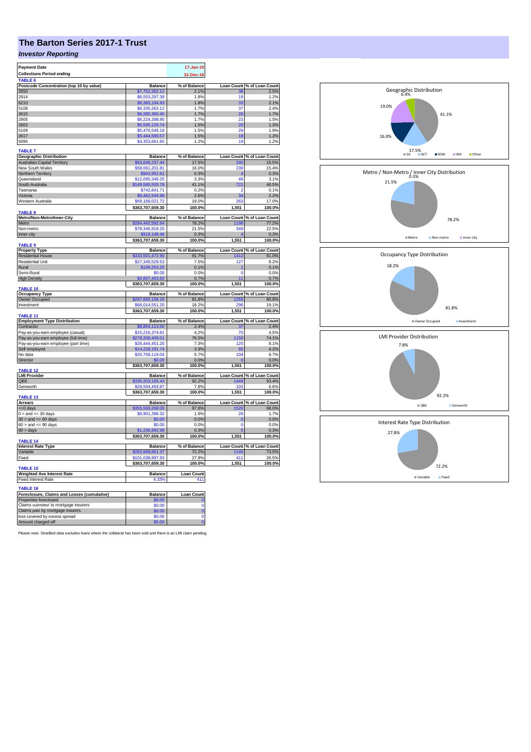# The Barton Series 2017-1 Trust

***Investor Reporting***

| | |
|---|---|
| **Payment Date** | 17-Jan-19 |
| **Collections Period ending** | 31-Dec-18 |

**TABLE 6**

| Postcode Concentration (top 10 by value) | Balance | % of Balance | Loan Count | % of Loan Count |
|---|---|---|---|---|
| 2650 | $7,752,352.12 | 2.1% | 38 | 2.5% |
| 2914 | $6,553,297.39 | 1.8% | 19 | 1.2% |
| 6210 | $6,365,194.93 | 1.8% | 33 | 2.1% |
| 5108 | $6,335,263.12 | 1.7% | 37 | 2.4% |
| 2615 | $6,285,360.45 | 1.7% | 26 | 1.7% |
| 2905 | $6,224,398.80 | 1.7% | 23 | 1.5% |
| 2602 | $5,595,129.74 | 1.5% | 20 | 1.3% |
| 5109 | $5,476,549.18 | 1.5% | 29 | 1.9% |
| 2617 | $5,444,590.57 | 1.5% | 18 | 1.2% |
| 5095 | $4,353,661.65 | 1.2% | 19 | 1.2% |

**TABLE 7**

| Geographic Distribution | Balance | % of Balance | Loan Count | % of Loan Count |
|---|---|---|---|---|
| Australian Capital Territory | $63,648,237.44 | 17.5% | 240 | 15.5% |
| New South Wales | $58,061,201.81 | 16.0% | 239 | 15.4% |
| Northern Territory | $943,952.61 | 0.3% | 4 | 0.3% |
| Queensland | $12,095,348.25 | 3.3% | 48 | 3.1% |
| South Australia | $149,585,505.78 | 41.1% | 721 | 46.5% |
| Tasmania | $742,841.71 | 0.2% | 2 | 0.1% |
| Victoria | $9,462,549.98 | 2.6% | 34 | 2.2% |
| Western Australia | $69,168,021.72 | 19.0% | 263 | 17.0% |
| | $363,707,659.30 | 100.0% | 1,551 | 100.0% |

**TABLE 8**

| Metro/Non-Metro/Inner-City | Balance | % of Balance | Loan Count | % of Loan Count |
|---|---|---|---|---|
| Metro | $284,442,592.64 | 78.2% | 1198 | 77.2% |
| Non-metro | $78,346,918.20 | 21.5% | 349 | 22.5% |
| Inner city | $918,148.46 | 0.3% | 4 | 0.3% |
| | $363,707,659.30 | 100.0% | 1,551 | 100.0% |

**TABLE 9**

| Property Type | Balance | % of Balance | Loan Count | % of Loan Count |
|---|---|---|---|---|
| Residential House | $333,501,472.90 | 91.7% | 1412 | 91.0% |
| Residential Unit | $27,349,529.53 | 7.5% | 127 | 8.2% |
| Rural | $199,253.25 | 0.1% | 1 | 0.1% |
| Semi-Rural | $0.00 | 0.0% | 0 | 0.0% |
| High Density | $2,657,403.62 | 0.7% | 11 | 0.7% |
| | $363,707,659.30 | 100.0% | 1,551 | 100.0% |

**TABLE 10**

| Occupancy Type | Balance | % of Balance | Loan Count | % of Loan Count |
|---|---|---|---|---|
| Owner Occupied | $297,693,108.10 | 81.8% | 1255 | 80.9% |
| Investment | $66,014,551.20 | 18.2% | 296 | 19.1% |
| | $363,707,659.30 | 100.0% | 1,551 | 100.0% |

**TABLE 11**

| Employment Type Distribution | Balance | % of Balance | Loan Count | % of Loan Count |
|---|---|---|---|---|
| Contractor | $8,854,113.50 | 2.4% | 37 | 2.4% |
| Pay-as-you-earn employee (casual) | $15,216,374.81 | 4.2% | 70 | 4.5% |
| Pay-as-you-earn employee (full time) | $278,206,409.01 | 76.5% | 1150 | 74.1% |
| Pay-as-you-earn employee (part time) | $26,444,451.20 | 7.3% | 125 | 8.1% |
| Self employed | $14,228,191.74 | 3.9% | 65 | 4.2% |
| No data | $20,758,119.04 | 5.7% | 104 | 6.7% |
| Director | $0.00 | 0.0% | 0 | 0.0% |
| | $363,707,659.30 | 100.0% | 1,551 | 100.0% |

**TABLE 12**

| LMI Provider | Balance | % of Balance | Loan Count | % of Loan Count |
|---|---|---|---|---|
| QBE | $335,203,165.43 | 92.2% | 1448 | 93.4% |
| Genworth | $28,504,493.87 | 7.8% | 103 | 6.6% |
| | $363,707,659.30 | 100.0% | 1,551 | 100.0% |

**TABLE 13**

| Arrears | Balance | % of Balance | Loan Count | % of Loan Count |
|---|---|---|---|---|
| <=0 days | $355,569,268.00 | 97.8% | 1520 | 98.0% |
| 0 > and <= 30 days | $6,901,398.32 | 1.9% | 26 | 1.7% |
| 30 > and <= 60 days | $0.00 | 0.0% | 0 | 0.0% |
| 60 > and <= 90 days | $0.00 | 0.0% | 0 | 0.0% |
| 90 > days | $1,236,992.98 | 0.3% | 5 | 0.3% |
| | $363,707,659.30 | 100.0% | 1,551 | 100.0% |

**TABLE 14**

| Interest Rate Type | Balance | % of Balance | Loan Count | % of Loan Count |
|---|---|---|---|---|
| Variable | $262,668,661.37 | 72.2% | 1140 | 73.5% |
| Fixed | $101,038,997.93 | 27.8% | 411 | 26.5% |
| | $363,707,659.30 | 100.0% | 1,551 | 100.0% |

**TABLE 15**

| Weighted Ave Interest Rate | Balance | Loan Count |
|---|---|---|
| Fixed Interest Rate | 4.33% | 411 |

**TABLE 16**

| Foreclosure, Claims and Losses (cumulative) | Balance | Loan Count |
|---|---|---|
| Properties foreclosed | $0.00 | 0 |
| Claims *submitted* to mortgage insurers | $0.00 | 0 |
| Claims *paid* by mortgage insurers | $0.00 | 0 |
| loss covered by excess spread | $0.00 | 0 |
| Amount charged off | $0.00 | 0 |

Please note: Stratified data excludes loans where the collateral has been sold and there is an LMI claim pending.

**Geographic Distribution**

- SA 41.1%
- ACT 17.5%
- NSW 16.0%
- WA 19.0%
- Other 6.4%

**Metro / Non-Metro / Inner City Distribution**

- Metro 78.2%
- Non-metro 21.5%
- Inner city 0.3%

**Occupancy Type Distribution**

- Owner Occupied 81.8%
- Investment 18.2%

**LMI Provider Distribution**

- QBE 92.2%
- Genworth 7.8%

**Interest Rate Type Distribution**

- Variable 72.2%
- Fixed 27.8%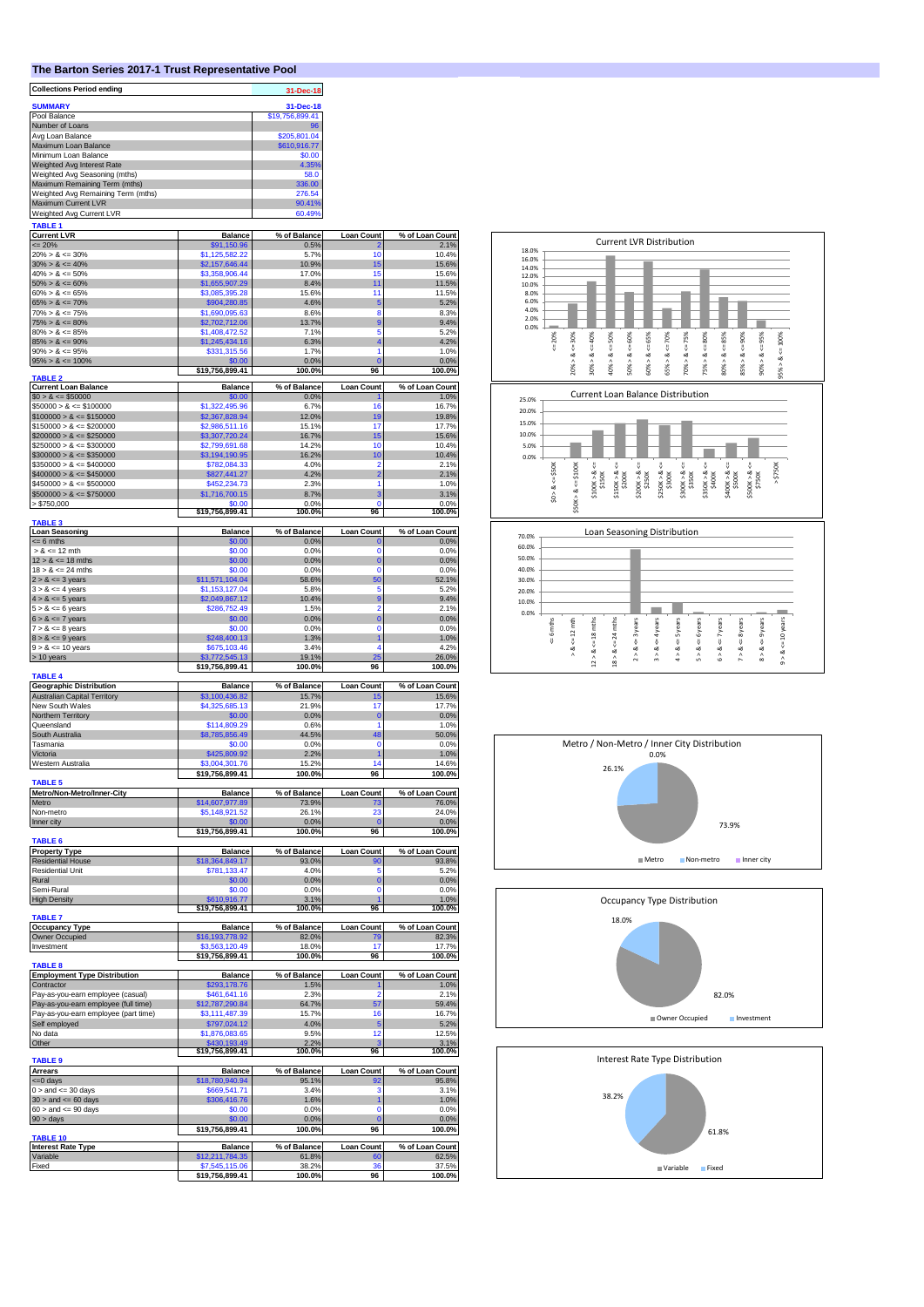# The Barton Series 2017-1 Trust Representative Pool

| Collections Period ending | 31-Dec-18 |
|---|---|

| SUMMARY | 31-Dec-18 |
|---|---|
| Pool Balance | $19,756,899.41 |
| Number of Loans | 96 |
| Avg Loan Balance | $205,801.04 |
| Maximum Loan Balance | $610,916.77 |
| Minimum Loan Balance | $0.00 |
| Weighted Avg Interest Rate | 4.35% |
| Weighted Avg Seasoning (mths) | 58.0 |
| Maximum Remaining Term (mths) | 336.00 |
| Weighted Avg Remaining Term (mths) | 276.54 |
| Maximum Current LVR | 90.41% |
| Weighted Avg Current LVR | 60.49% |

TABLE 1

| Current LVR | Balance | % of Balance | Loan Count | % of Loan Count |
|---|---|---|---|---|
| <= 20% | $91,150.96 | 0.5% | 2 | 2.1% |
| 20% > & <= 30% | $1,125,582.22 | 5.7% | 10 | 10.4% |
| 30% > & <= 40% | $2,157,646.44 | 10.9% | 15 | 15.6% |
| 40% > & <= 50% | $3,358,906.44 | 17.0% | 15 | 15.6% |
| 50% > & <= 60% | $1,655,907.29 | 8.4% | 11 | 11.5% |
| 60% > & <= 65% | $3,085,395.28 | 15.6% | 11 | 11.5% |
| 65% > & <= 70% | $904,280.85 | 4.6% | 5 | 5.2% |
| 70% > & <= 75% | $1,690,095.63 | 8.6% | 8 | 8.3% |
| 75% > & <= 80% | $2,702,712.06 | 13.7% | 9 | 9.4% |
| 80% > & <= 85% | $1,408,472.52 | 7.1% | 5 | 5.2% |
| 85% > & <= 90% | $1,245,434.16 | 6.3% | 4 | 4.2% |
| 90% > & <= 95% | $331,315.56 | 1.7% | 1 | 1.0% |
| 95% > & <= 100% | $0.00 | 0.0% | 0 | 0.0% |
| | $19,756,899.41 | 100.0% | 96 | 100.0% |

TABLE 2

| Current Loan Balance | Balance | % of Balance | Loan Count | % of Loan Count |
|---|---|---|---|---|
| $0 > & <= $50000 | $0.00 | 0.0% | 1 | 1.0% |
| $50000 > & <= $100000 | $1,322,495.96 | 6.7% | 16 | 16.7% |
| $100000 > & <= $150000 | $2,367,828.94 | 12.0% | 19 | 19.8% |
| $150000 > & <= $200000 | $2,986,511.16 | 15.1% | 17 | 17.7% |
| $200000 > & <= $250000 | $3,307,720.24 | 16.7% | 15 | 15.6% |
| $250000 > & <= $300000 | $2,799,691.68 | 14.2% | 10 | 10.4% |
| $300000 > & <= $350000 | $3,194,190.95 | 16.2% | 10 | 10.4% |
| $350000 > & <= $400000 | $782,084.33 | 4.0% | 2 | 2.1% |
| $400000 > & <= $450000 | $827,441.27 | 4.2% | 2 | 2.1% |
| $450000 > & <= $500000 | $452,234.73 | 2.3% | 1 | 1.0% |
| $500000 > & <= $750000 | $1,716,700.15 | 8.7% | 3 | 3.1% |
| > $750,000 | $0.00 | 0.0% | 0 | 0.0% |
| | $19,756,899.41 | 100.0% | 96 | 100.0% |

TABLE 3

| Loan Seasoning | Balance | % of Balance | Loan Count | % of Loan Count |
|---|---|---|---|---|
| <= 6 mths | $0.00 | 0.0% | 0 | 0.0% |
| > & <= 12 mth | $0.00 | 0.0% | 0 | 0.0% |
| 12 > & <= 18 mths | $0.00 | 0.0% | 0 | 0.0% |
| 18 > & <= 24 mths | $0.00 | 0.0% | 0 | 0.0% |
| 2 > & <= 3 years | $11,571,104.04 | 58.6% | 50 | 52.1% |
| 3 > & <= 4 years | $1,153,127.04 | 5.8% | 5 | 5.2% |
| 4 > & <= 5 years | $2,049,867.12 | 10.4% | 9 | 9.4% |
| 5 > & <= 6 years | $286,752.49 | 1.5% | 2 | 2.1% |
| 6 > & <= 7 years | $0.00 | 0.0% | 0 | 0.0% |
| 7 > & <= 8 years | $0.00 | 0.0% | 0 | 0.0% |
| 8 > & <= 9 years | $248,400.13 | 1.3% | 1 | 1.0% |
| 9 > & <= 10 years | $675,103.46 | 3.4% | 4 | 4.2% |
| > 10 years | $3,772,545.13 | 19.1% | 25 | 26.0% |
| | $19,756,899.41 | 100.0% | 96 | 100.0% |

TABLE 4

| Geographic Distribution | Balance | % of Balance | Loan Count | % of Loan Count |
|---|---|---|---|---|
| Australian Capital Territory | $3,100,436.82 | 15.7% | 15 | 15.6% |
| New South Wales | $4,325,685.13 | 21.9% | 17 | 17.7% |
| Northern Territory | $0.00 | 0.0% | 0 | 0.0% |
| Queensland | $114,809.29 | 0.6% | 1 | 1.0% |
| South Australia | $8,785,856.49 | 44.5% | 48 | 50.0% |
| Tasmania | $0.00 | 0.0% | 0 | 0.0% |
| Victoria | $425,809.92 | 2.2% | 1 | 1.0% |
| Western Australia | $3,004,301.76 | 15.2% | 14 | 14.6% |
| | $19,756,899.41 | 100.0% | 96 | 100.0% |

TABLE 5

| Metro/Non-Metro/Inner-City | Balance | % of Balance | Loan Count | % of Loan Count |
|---|---|---|---|---|
| Metro | $14,607,977.89 | 73.9% | 73 | 76.0% |
| Non-metro | $5,148,921.52 | 26.1% | 23 | 24.0% |
| Inner city | $0.00 | 0.0% | 0 | 0.0% |
| | $19,756,899.41 | 100.0% | 96 | 100.0% |

TABLE 6

| Property Type | Balance | % of Balance | Loan Count | % of Loan Count |
|---|---|---|---|---|
| Residential House | $18,364,849.17 | 93.0% | 90 | 93.8% |
| Residential Unit | $781,133.47 | 4.0% | 5 | 5.2% |
| Rural | $0.00 | 0.0% | 0 | 0.0% |
| Semi-Rural | $0.00 | 0.0% | 0 | 0.0% |
| High Density | $610,916.77 | 3.1% | 1 | 1.0% |
| | $19,756,899.41 | 100.0% | 96 | 100.0% |

TABLE 7

| Occupancy Type | Balance | % of Balance | Loan Count | % of Loan Count |
|---|---|---|---|---|
| Owner Occupied | $16,193,778.92 | 82.0% | 79 | 82.3% |
| Investment | $3,563,120.49 | 18.0% | 17 | 17.7% |
| | $19,756,899.41 | 100.0% | 96 | 100.0% |

TABLE 8

| Employment Type Distribution | Balance | % of Balance | Loan Count | % of Loan Count |
|---|---|---|---|---|
| Contractor | $293,178.76 | 1.5% | 1 | 1.0% |
| Pay-as-you-earn employee (casual) | $461,641.16 | 2.3% | 2 | 2.1% |
| Pay-as-you-earn employee (full time) | $12,787,290.84 | 64.7% | 57 | 59.4% |
| Pay-as-you-earn employee (part time) | $3,111,487.39 | 15.7% | 16 | 16.7% |
| Self employed | $797,024.12 | 4.0% | 5 | 5.2% |
| No data | $1,876,083.65 | 9.5% | 12 | 12.5% |
| Other | $430,193.49 | 2.2% | 3 | 3.1% |
| | $19,756,899.41 | 100.0% | 96 | 100.0% |

TABLE 9

| Arrears | Balance | % of Balance | Loan Count | % of Loan Count |
|---|---|---|---|---|
| <=0 days | $18,780,940.94 | 95.1% | 92 | 95.8% |
| 0 > and <= 30 days | $669,541.71 | 3.4% | 3 | 3.1% |
| 30 > and <= 60 days | $306,416.76 | 1.6% | 1 | 1.0% |
| 60 > and <= 90 days | $0.00 | 0.0% | 0 | 0.0% |
| 90 > days | $0.00 | 0.0% | 0 | 0.0% |
| | $19,756,899.41 | 100.0% | 96 | 100.0% |

TABLE 10

| Interest Rate Type | Balance | % of Balance | Loan Count | % of Loan Count |
|---|---|---|---|---|
| Variable | $12,211,784.35 | 61.8% | 60 | 62.5% |
| Fixed | $7,545,115.06 | 38.2% | 36 | 37.5% |
| | $19,756,899.41 | 100.0% | 96 | 100.0% |

Current LVR Distribution

18.0%
16.0%
14.0%
12.0%
10.0%
8.0%
6.0%
4.0%
2.0%
0.0%

<= 20%
20% > & <= 30%
30% > & <= 40%
40% > & <= 50%
50% > & <= 60%
60% > & <= 65%
65% > & <= 70%
70% > & <= 75%
75% > & <= 80%
80% > & <= 85%
85% > & <= 90%
90% > & <= 95%
95% > & <= 100%

Current Loan Balance Distribution

25.0%
20.0%
15.0%
10.0%
5.0%
0.0%

$0 > & <= $50K
$50K > & <= $100K
$100K > & <= $150K
$150K > & <= $200K
$200K > & <= $250K
$250K > & <= $300K
$300K > & <= $350K
$350K > & <= $400K
$400K > & <= $500K
$500K > & <= $750K
> $750K

Loan Seasoning Distribution

70.0%
60.0%
50.0%
40.0%
30.0%
20.0%
10.0%
0.0%

<= 6 mths
> & <= 12 mth
12 > & <= 18 mths
18 > & <= 24 mths
2 > & <= 3 years
3 > & <= 4 years
4 > & <= 5 years
5 > & <= 6 years
6 > & <= 7 years
7 > & <= 8 years
8 > & <= 9 years
9 > & <= 10 years

Metro / Non-Metro / Inner City Distribution

0.0%
26.1%
73.9%

Metro
Non-metro
Inner city

Occupancy Type Distribution

18.0%
82.0%

Owner Occupied
Investment

Interest Rate Type Distribution

38.2%
61.8%

Variable
Fixed